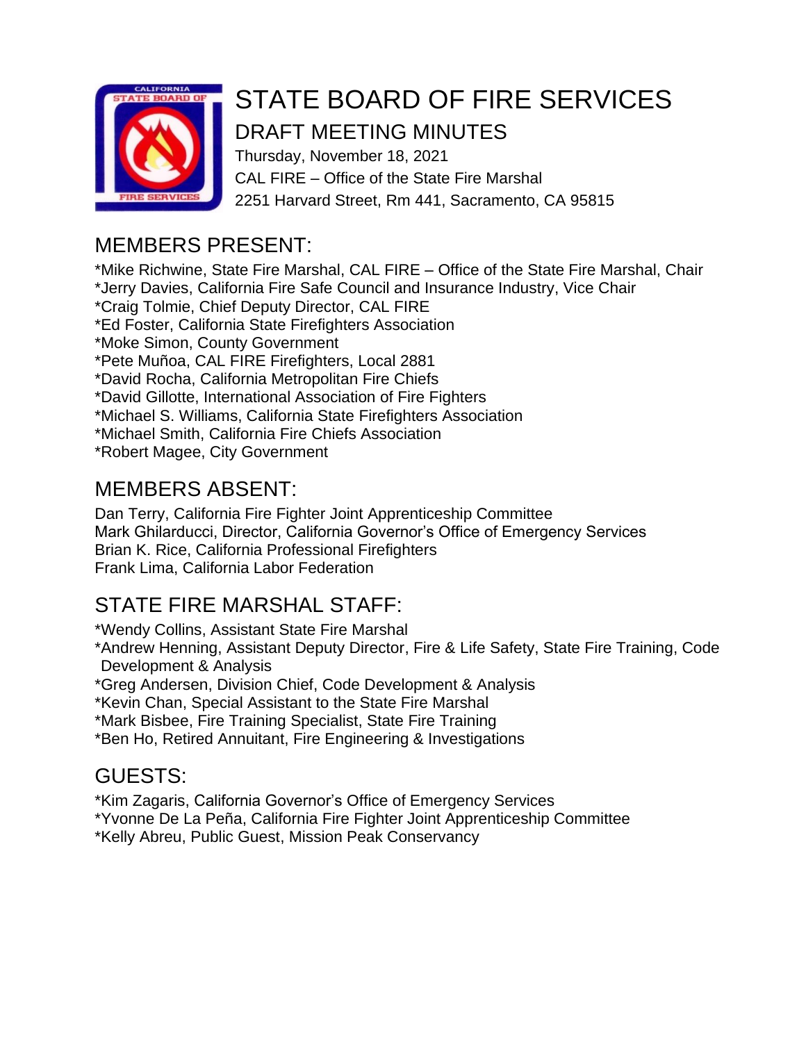# STATE BOARD OF FIRE SERVICES

## DRAFT MEETING MINUTES

Thursday, November 18, 2021
CAL FIRE – Office of the State Fire Marshal
2251 Harvard Street, Rm 441, Sacramento, CA 95815

## MEMBERS PRESENT:

*Mike Richwine, State Fire Marshal, CAL FIRE – Office of the State Fire Marshal, Chair
*Jerry Davies, California Fire Safe Council and Insurance Industry, Vice Chair
*Craig Tolmie, Chief Deputy Director, CAL FIRE
*Ed Foster, California State Firefighters Association
*Moke Simon, County Government
*Pete Muñoa, CAL FIRE Firefighters, Local 2881
*David Rocha, California Metropolitan Fire Chiefs
*David Gillotte, International Association of Fire Fighters
*Michael S. Williams, California State Firefighters Association
*Michael Smith, California Fire Chiefs Association
*Robert Magee, City Government

## MEMBERS ABSENT:

Dan Terry, California Fire Fighter Joint Apprenticeship Committee
Mark Ghilarducci, Director, California Governor's Office of Emergency Services
Brian K. Rice, California Professional Firefighters
Frank Lima, California Labor Federation

## STATE FIRE MARSHAL STAFF:

*Wendy Collins, Assistant State Fire Marshal
*Andrew Henning, Assistant Deputy Director, Fire & Life Safety, State Fire Training, Code Development & Analysis
*Greg Andersen, Division Chief, Code Development & Analysis
*Kevin Chan, Special Assistant to the State Fire Marshal
*Mark Bisbee, Fire Training Specialist, State Fire Training
*Ben Ho, Retired Annuitant, Fire Engineering & Investigations

## GUESTS:

*Kim Zagaris, California Governor's Office of Emergency Services
*Yvonne De La Peña, California Fire Fighter Joint Apprenticeship Committee
*Kelly Abreu, Public Guest, Mission Peak Conservancy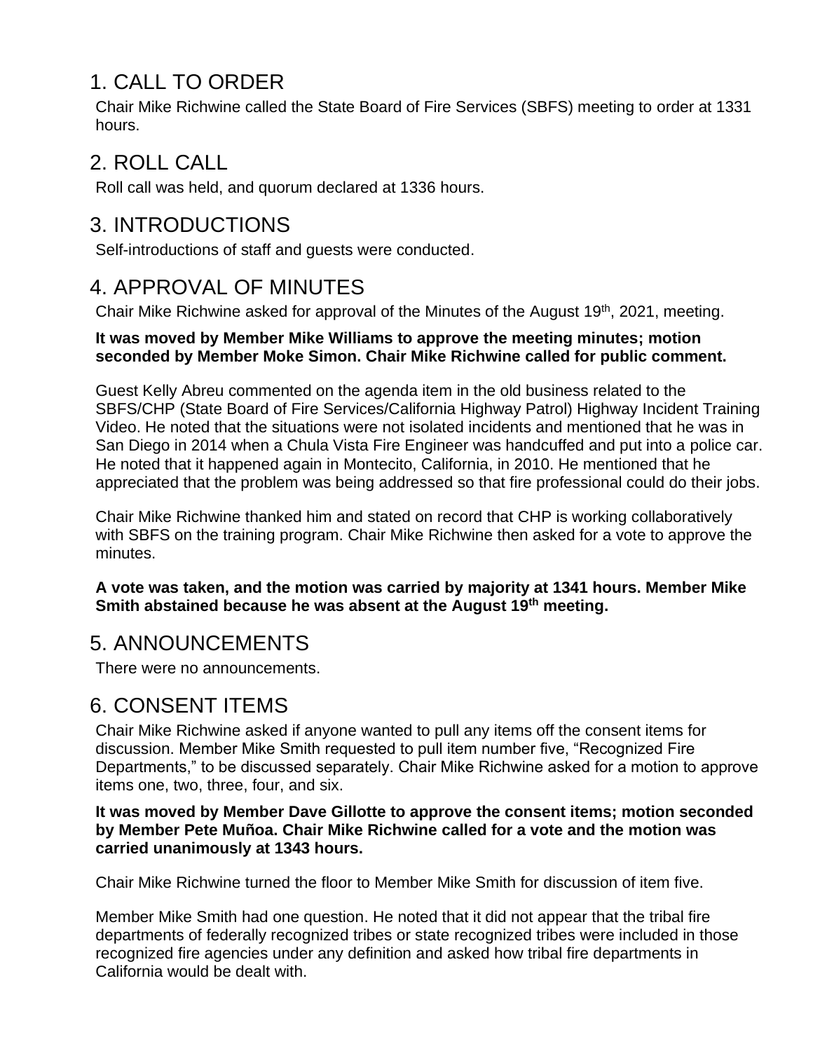## 1. CALL TO ORDER

Chair Mike Richwine called the State Board of Fire Services (SBFS) meeting to order at 1331 hours.

## 2. ROLL CALL

Roll call was held, and quorum declared at 1336 hours.

## 3. INTRODUCTIONS

Self-introductions of staff and guests were conducted.

## 4. APPROVAL OF MINUTES

Chair Mike Richwine asked for approval of the Minutes of the August 19th, 2021, meeting.

**It was moved by Member Mike Williams to approve the meeting minutes; motion seconded by Member Moke Simon. Chair Mike Richwine called for public comment.**

Guest Kelly Abreu commented on the agenda item in the old business related to the SBFS/CHP (State Board of Fire Services/California Highway Patrol) Highway Incident Training Video. He noted that the situations were not isolated incidents and mentioned that he was in San Diego in 2014 when a Chula Vista Fire Engineer was handcuffed and put into a police car. He noted that it happened again in Montecito, California, in 2010. He mentioned that he appreciated that the problem was being addressed so that fire professional could do their jobs.

Chair Mike Richwine thanked him and stated on record that CHP is working collaboratively with SBFS on the training program. Chair Mike Richwine then asked for a vote to approve the minutes.

**A vote was taken, and the motion was carried by majority at 1341 hours. Member Mike Smith abstained because he was absent at the August 19th meeting.**

## 5. ANNOUNCEMENTS

There were no announcements.

## 6. CONSENT ITEMS

Chair Mike Richwine asked if anyone wanted to pull any items off the consent items for discussion. Member Mike Smith requested to pull item number five, "Recognized Fire Departments," to be discussed separately. Chair Mike Richwine asked for a motion to approve items one, two, three, four, and six.

**It was moved by Member Dave Gillotte to approve the consent items; motion seconded by Member Pete Muñoa. Chair Mike Richwine called for a vote and the motion was carried unanimously at 1343 hours.**

Chair Mike Richwine turned the floor to Member Mike Smith for discussion of item five.

Member Mike Smith had one question. He noted that it did not appear that the tribal fire departments of federally recognized tribes or state recognized tribes were included in those recognized fire agencies under any definition and asked how tribal fire departments in California would be dealt with.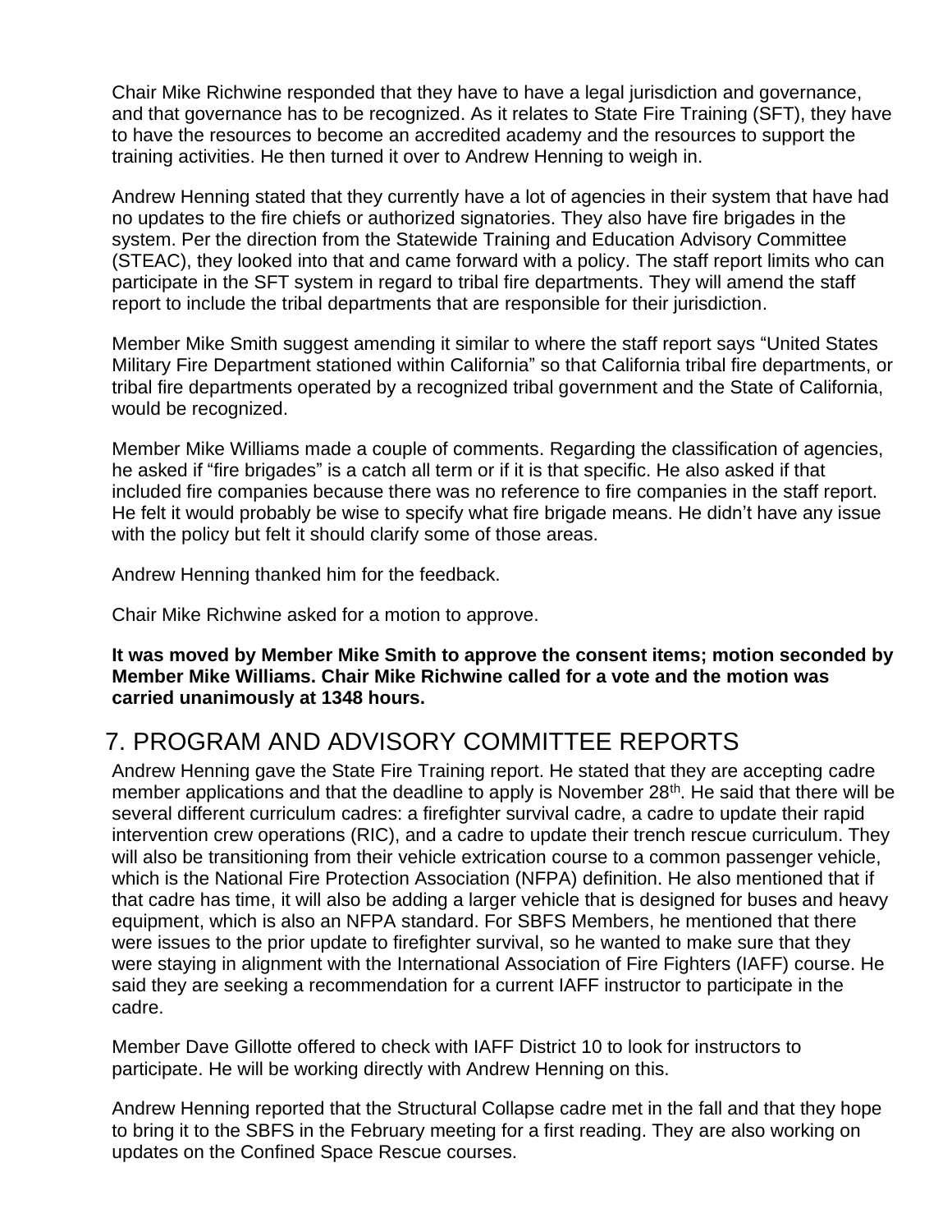Chair Mike Richwine responded that they have to have a legal jurisdiction and governance, and that governance has to be recognized. As it relates to State Fire Training (SFT), they have to have the resources to become an accredited academy and the resources to support the training activities. He then turned it over to Andrew Henning to weigh in.

Andrew Henning stated that they currently have a lot of agencies in their system that have had no updates to the fire chiefs or authorized signatories. They also have fire brigades in the system. Per the direction from the Statewide Training and Education Advisory Committee (STEAC), they looked into that and came forward with a policy. The staff report limits who can participate in the SFT system in regard to tribal fire departments. They will amend the staff report to include the tribal departments that are responsible for their jurisdiction.

Member Mike Smith suggest amending it similar to where the staff report says "United States Military Fire Department stationed within California" so that California tribal fire departments, or tribal fire departments operated by a recognized tribal government and the State of California, would be recognized.

Member Mike Williams made a couple of comments. Regarding the classification of agencies, he asked if "fire brigades" is a catch all term or if it is that specific. He also asked if that included fire companies because there was no reference to fire companies in the staff report. He felt it would probably be wise to specify what fire brigade means. He didn't have any issue with the policy but felt it should clarify some of those areas.

Andrew Henning thanked him for the feedback.

Chair Mike Richwine asked for a motion to approve.

**It was moved by Member Mike Smith to approve the consent items; motion seconded by Member Mike Williams. Chair Mike Richwine called for a vote and the motion was carried unanimously at 1348 hours.**

## 7. PROGRAM AND ADVISORY COMMITTEE REPORTS

Andrew Henning gave the State Fire Training report. He stated that they are accepting cadre member applications and that the deadline to apply is November 28th. He said that there will be several different curriculum cadres: a firefighter survival cadre, a cadre to update their rapid intervention crew operations (RIC), and a cadre to update their trench rescue curriculum. They will also be transitioning from their vehicle extrication course to a common passenger vehicle, which is the National Fire Protection Association (NFPA) definition. He also mentioned that if that cadre has time, it will also be adding a larger vehicle that is designed for buses and heavy equipment, which is also an NFPA standard. For SBFS Members, he mentioned that there were issues to the prior update to firefighter survival, so he wanted to make sure that they were staying in alignment with the International Association of Fire Fighters (IAFF) course. He said they are seeking a recommendation for a current IAFF instructor to participate in the cadre.

Member Dave Gillotte offered to check with IAFF District 10 to look for instructors to participate. He will be working directly with Andrew Henning on this.

Andrew Henning reported that the Structural Collapse cadre met in the fall and that they hope to bring it to the SBFS in the February meeting for a first reading. They are also working on updates on the Confined Space Rescue courses.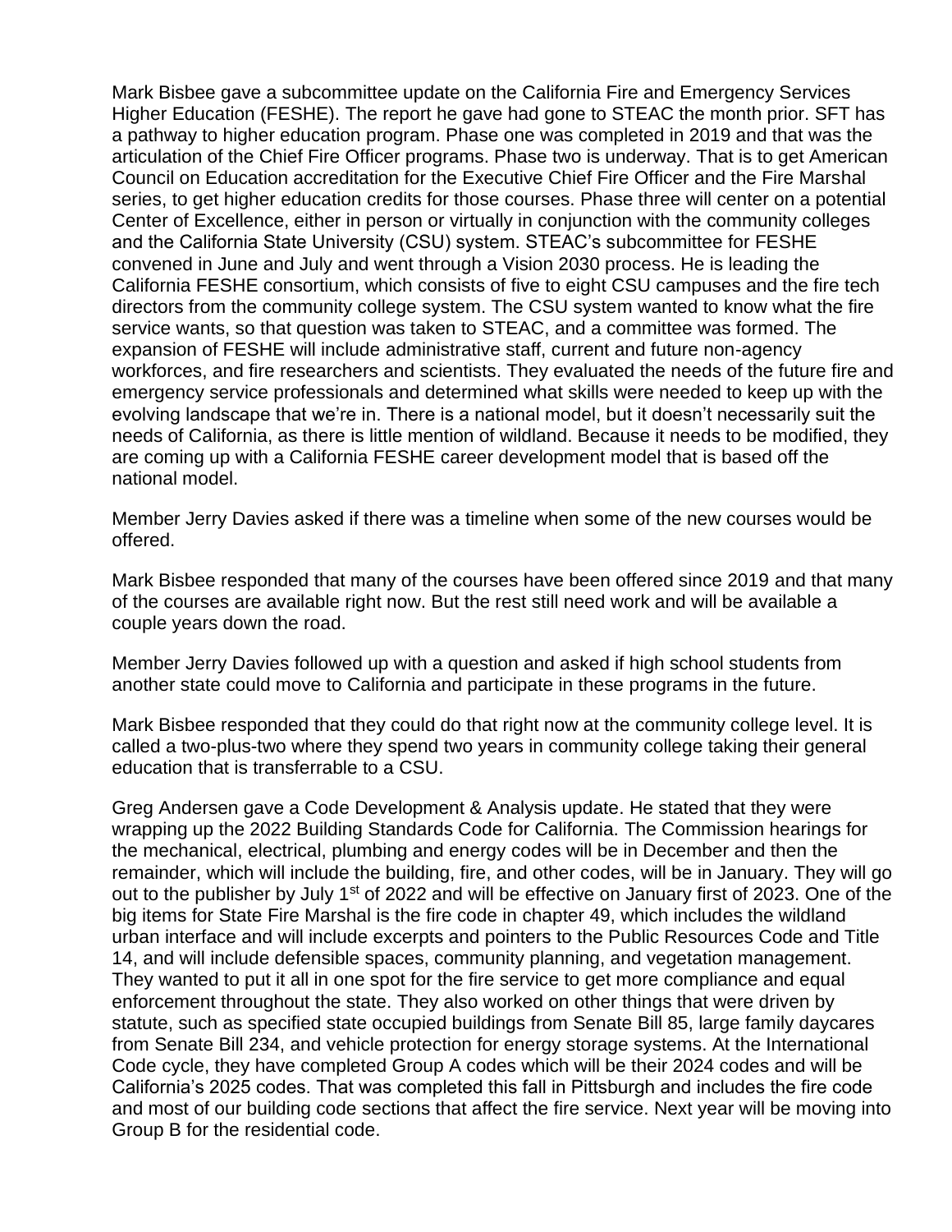Mark Bisbee gave a subcommittee update on the California Fire and Emergency Services Higher Education (FESHE). The report he gave had gone to STEAC the month prior. SFT has a pathway to higher education program. Phase one was completed in 2019 and that was the articulation of the Chief Fire Officer programs. Phase two is underway. That is to get American Council on Education accreditation for the Executive Chief Fire Officer and the Fire Marshal series, to get higher education credits for those courses. Phase three will center on a potential Center of Excellence, either in person or virtually in conjunction with the community colleges and the California State University (CSU) system. STEAC's subcommittee for FESHE convened in June and July and went through a Vision 2030 process. He is leading the California FESHE consortium, which consists of five to eight CSU campuses and the fire tech directors from the community college system. The CSU system wanted to know what the fire service wants, so that question was taken to STEAC, and a committee was formed. The expansion of FESHE will include administrative staff, current and future non-agency workforces, and fire researchers and scientists. They evaluated the needs of the future fire and emergency service professionals and determined what skills were needed to keep up with the evolving landscape that we're in. There is a national model, but it doesn't necessarily suit the needs of California, as there is little mention of wildland. Because it needs to be modified, they are coming up with a California FESHE career development model that is based off the national model.

Member Jerry Davies asked if there was a timeline when some of the new courses would be offered.

Mark Bisbee responded that many of the courses have been offered since 2019 and that many of the courses are available right now. But the rest still need work and will be available a couple years down the road.

Member Jerry Davies followed up with a question and asked if high school students from another state could move to California and participate in these programs in the future.

Mark Bisbee responded that they could do that right now at the community college level. It is called a two-plus-two where they spend two years in community college taking their general education that is transferrable to a CSU.

Greg Andersen gave a Code Development & Analysis update. He stated that they were wrapping up the 2022 Building Standards Code for California. The Commission hearings for the mechanical, electrical, plumbing and energy codes will be in December and then the remainder, which will include the building, fire, and other codes, will be in January. They will go out to the publisher by July 1st of 2022 and will be effective on January first of 2023. One of the big items for State Fire Marshal is the fire code in chapter 49, which includes the wildland urban interface and will include excerpts and pointers to the Public Resources Code and Title 14, and will include defensible spaces, community planning, and vegetation management. They wanted to put it all in one spot for the fire service to get more compliance and equal enforcement throughout the state. They also worked on other things that were driven by statute, such as specified state occupied buildings from Senate Bill 85, large family daycares from Senate Bill 234, and vehicle protection for energy storage systems. At the International Code cycle, they have completed Group A codes which will be their 2024 codes and will be California's 2025 codes. That was completed this fall in Pittsburgh and includes the fire code and most of our building code sections that affect the fire service. Next year will be moving into Group B for the residential code.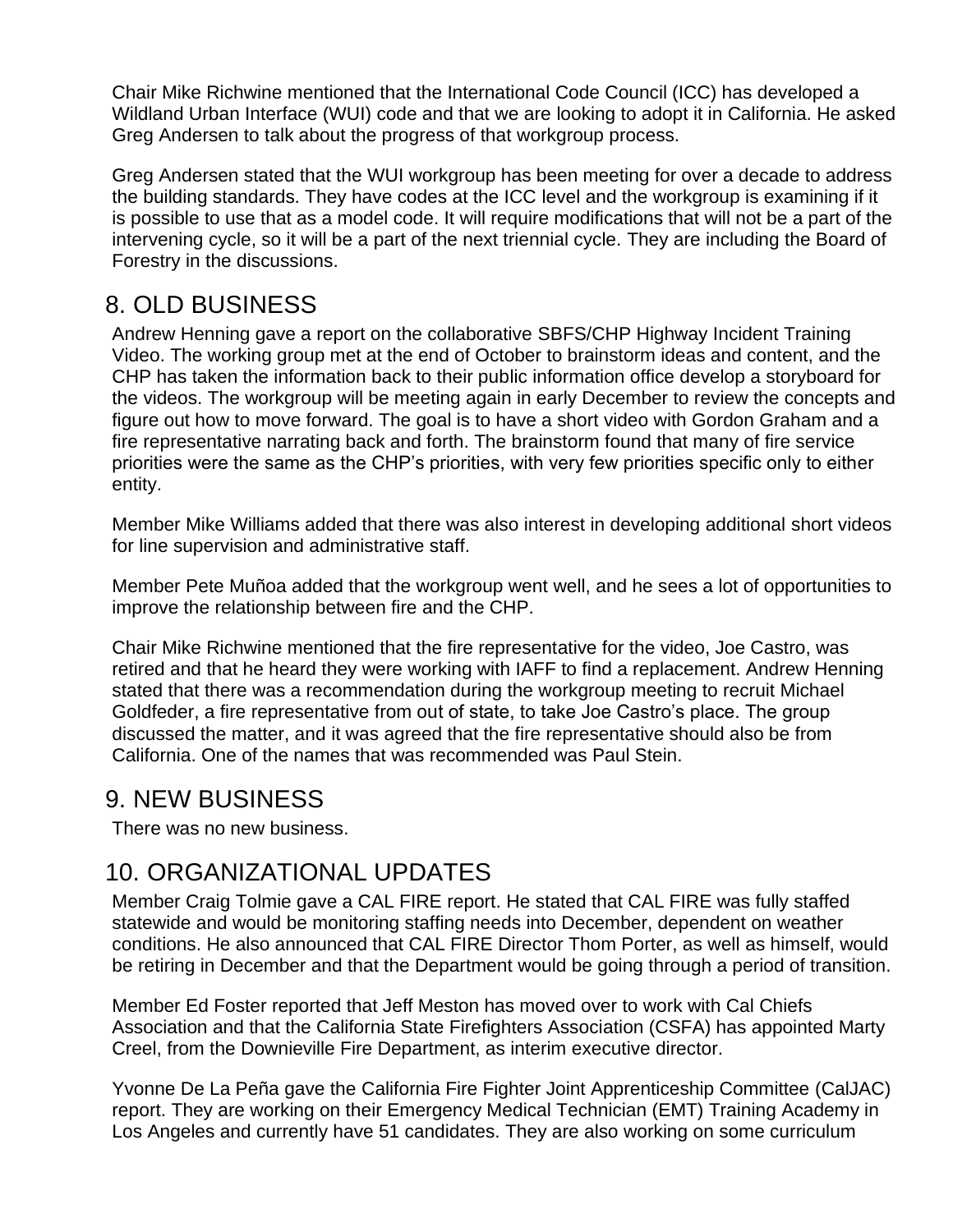Chair Mike Richwine mentioned that the International Code Council (ICC) has developed a Wildland Urban Interface (WUI) code and that we are looking to adopt it in California. He asked Greg Andersen to talk about the progress of that workgroup process.

Greg Andersen stated that the WUI workgroup has been meeting for over a decade to address the building standards. They have codes at the ICC level and the workgroup is examining if it is possible to use that as a model code. It will require modifications that will not be a part of the intervening cycle, so it will be a part of the next triennial cycle. They are including the Board of Forestry in the discussions.

## 8. OLD BUSINESS

Andrew Henning gave a report on the collaborative SBFS/CHP Highway Incident Training Video. The working group met at the end of October to brainstorm ideas and content, and the CHP has taken the information back to their public information office develop a storyboard for the videos. The workgroup will be meeting again in early December to review the concepts and figure out how to move forward. The goal is to have a short video with Gordon Graham and a fire representative narrating back and forth. The brainstorm found that many of fire service priorities were the same as the CHP's priorities, with very few priorities specific only to either entity.

Member Mike Williams added that there was also interest in developing additional short videos for line supervision and administrative staff.

Member Pete Muñoa added that the workgroup went well, and he sees a lot of opportunities to improve the relationship between fire and the CHP.

Chair Mike Richwine mentioned that the fire representative for the video, Joe Castro, was retired and that he heard they were working with IAFF to find a replacement. Andrew Henning stated that there was a recommendation during the workgroup meeting to recruit Michael Goldfeder, a fire representative from out of state, to take Joe Castro's place. The group discussed the matter, and it was agreed that the fire representative should also be from California. One of the names that was recommended was Paul Stein.

## 9. NEW BUSINESS

There was no new business.

## 10. ORGANIZATIONAL UPDATES

Member Craig Tolmie gave a CAL FIRE report. He stated that CAL FIRE was fully staffed statewide and would be monitoring staffing needs into December, dependent on weather conditions. He also announced that CAL FIRE Director Thom Porter, as well as himself, would be retiring in December and that the Department would be going through a period of transition.

Member Ed Foster reported that Jeff Meston has moved over to work with Cal Chiefs Association and that the California State Firefighters Association (CSFA) has appointed Marty Creel, from the Downieville Fire Department, as interim executive director.

Yvonne De La Peña gave the California Fire Fighter Joint Apprenticeship Committee (CalJAC) report. They are working on their Emergency Medical Technician (EMT) Training Academy in Los Angeles and currently have 51 candidates. They are also working on some curriculum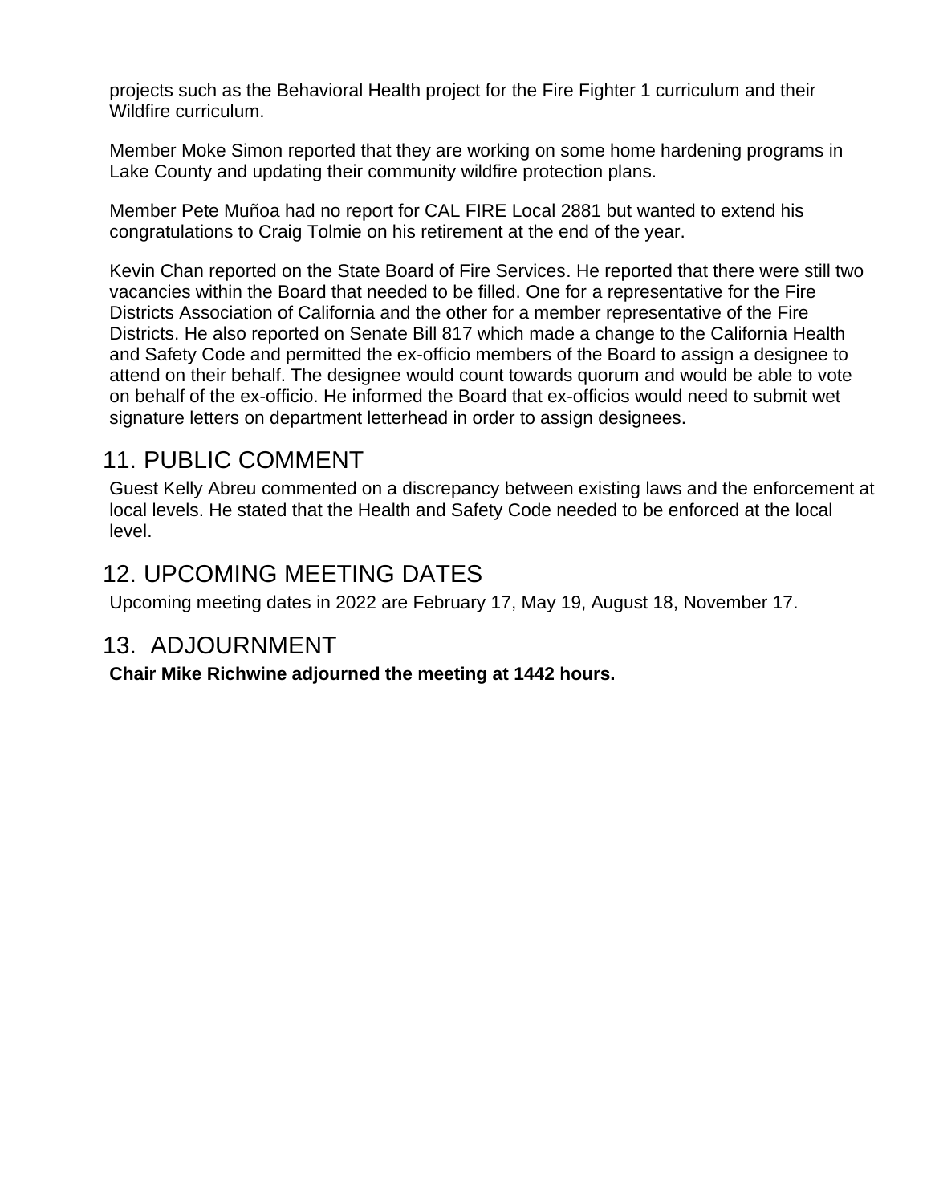projects such as the Behavioral Health project for the Fire Fighter 1 curriculum and their Wildfire curriculum.

Member Moke Simon reported that they are working on some home hardening programs in Lake County and updating their community wildfire protection plans.

Member Pete Muñoa had no report for CAL FIRE Local 2881 but wanted to extend his congratulations to Craig Tolmie on his retirement at the end of the year.

Kevin Chan reported on the State Board of Fire Services. He reported that there were still two vacancies within the Board that needed to be filled. One for a representative for the Fire Districts Association of California and the other for a member representative of the Fire Districts. He also reported on Senate Bill 817 which made a change to the California Health and Safety Code and permitted the ex-officio members of the Board to assign a designee to attend on their behalf. The designee would count towards quorum and would be able to vote on behalf of the ex-officio. He informed the Board that ex-officios would need to submit wet signature letters on department letterhead in order to assign designees.

## 11. PUBLIC COMMENT

Guest Kelly Abreu commented on a discrepancy between existing laws and the enforcement at local levels. He stated that the Health and Safety Code needed to be enforced at the local level.

## 12. UPCOMING MEETING DATES

Upcoming meeting dates in 2022 are February 17, May 19, August 18, November 17.

## 13. ADJOURNMENT

**Chair Mike Richwine adjourned the meeting at 1442 hours.**